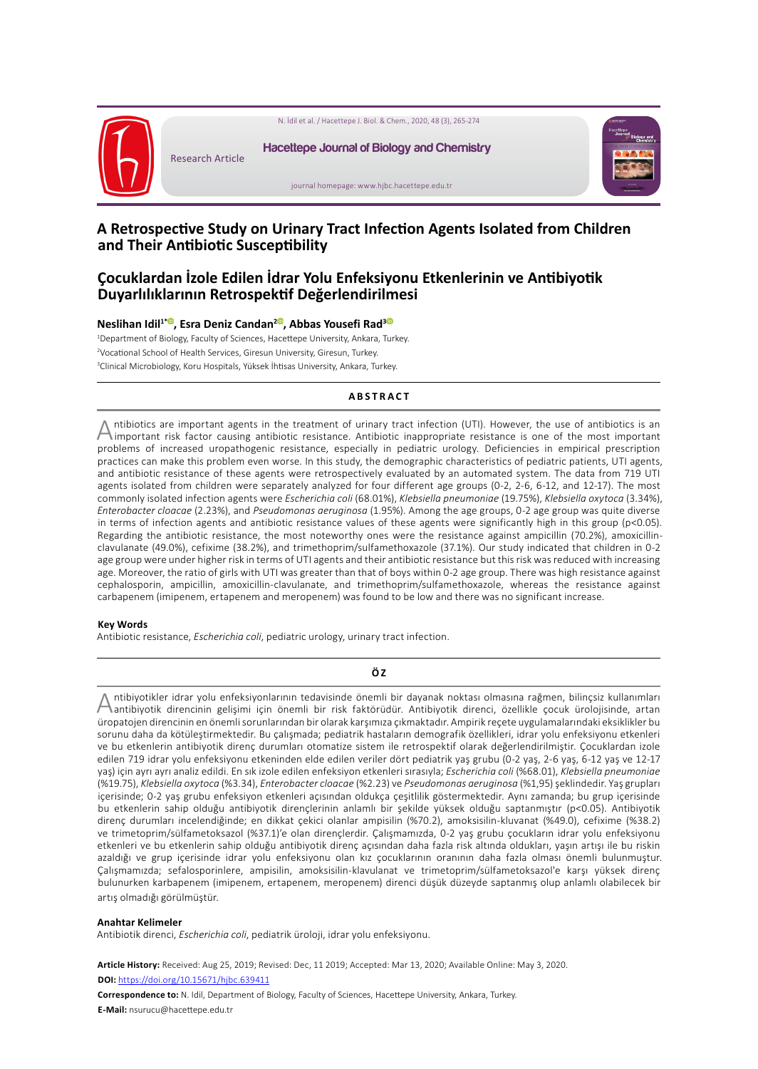Research Article

Hacettepe Journal of Biology and Chemistry

journal homepage: www.hjbc.hacettepe.edu.tr

# A Retrospective Study on Urinary Tract Infection Agents Isolated from Children and Their Antibiotic Susceptibility

# Çocuklardan İzole Edilen İdrar Yolu Enfeksiyonu Etkenlerinin ve Antibiyotik Duyarlılıklarının Retrospektif Değerlendirilmesi

**Neslihan Idil[1*], Esra Deniz Candan[2], Abbas Yousefi Rad[3]**

[1]Department of Biology, Faculty of Sciences, Hacettepe University, Ankara, Turkey.
[2]Vocational School of Health Services, Giresun University, Giresun, Turkey.
[3]Clinical Microbiology, Koru Hospitals, Yüksek İhtisas University, Ankara, Turkey.

## ABSTRACT

Antibiotics are important agents in the treatment of urinary tract infection (UTI). However, the use of antibiotics is an important risk factor causing antibiotic resistance. Antibiotic inappropriate resistance is one of the most important problems of increased uropathogenic resistance, especially in pediatric urology. Deficiencies in empirical prescription practices can make this problem even worse. In this study, the demographic characteristics of pediatric patients, UTI agents, and antibiotic resistance of these agents were retrospectively evaluated by an automated system. The data from 719 UTI agents isolated from children were separately analyzed for four different age groups (0-2, 2-6, 6-12, and 12-17). The most commonly isolated infection agents were *Escherichia coli* (68.01%), *Klebsiella pneumoniae* (19.75%), *Klebsiella oxytoca* (3.34%), *Enterobacter cloacae* (2.23%), and *Pseudomonas aeruginosa* (1.95%). Among the age groups, 0-2 age group was quite diverse in terms of infection agents and antibiotic resistance values of these agents were significantly high in this group ($p<0.05$). Regarding the antibiotic resistance, the most noteworthy ones were the resistance against ampicillin (70.2%), amoxicillin-clavulanate (49.0%), cefixime (38.2%), and trimethoprim/sulfamethoxazole (37.1%). Our study indicated that children in 0-2 age group were under higher risk in terms of UTI agents and their antibiotic resistance but this risk was reduced with increasing age. Moreover, the ratio of girls with UTI was greater than that of boys within 0-2 age group. There was high resistance against cephalosporin, ampicillin, amoxicillin-clavulanate, and trimethoprim/sulfamethoxazole, whereas the resistance against carbapenem (imipenem, ertapenem and meropenem) was found to be low and there was no significant increase.

### Key Words

Antibiotic resistance, *Escherichia coli*, pediatric urology, urinary tract infection.

## ÖZ

Antibiyotikler idrar yolu enfeksiyonlarının tedavisinde önemli bir dayanak noktası olmasına rağmen, bilinçsiz kullanımları antibiyotik direncinin gelişimi için önemli bir risk faktörüdür. Antibiyotik direnci, özellikle çocuk ürolojisinde, artan üropatojen direncinin en önemli sorunlarından bir olarak karşımıza çıkmaktadır. Ampirik reçete uygulamalarındaki eksiklikler bu sorunu daha da kötüleştirmektedir. Bu çalışmada; pediatrik hastaların demografik özellikleri, idrar yolu enfeksiyonu etkenleri ve bu etkenlerin antibiyotik direnç durumları otomatize sistem ile retrospektif olarak değerlendirilmiştir. Çocuklardan izole edilen 719 idrar yolu enfeksiyonu etkeninden elde edilen veriler dört pediatrik yaş grubu (0-2 yaş, 2-6 yaş, 6-12 yaş ve 12-17 yaş) için ayrı ayrı analiz edildi. En sık izole edilen enfeksiyon etkenleri sırasıyla; *Escherichia coli* (%68.01), *Klebsiella pneumoniae* (%19.75), *Klebsiella oxytoca* (%3.34), *Enterobacter cloacae* (%2.23) ve *Pseudomonas aeruginosa* (%1,95) şeklindedir. Yaş grupları içerisinde; 0-2 yaş grubu enfeksiyon etkenleri açısından oldukça çeşitlilik göstermektedir. Aynı zamanda; bu grup içerisinde bu etkenlerin sahip olduğu antibiyotik dirençlerinin anlamlı bir şekilde yüksek olduğu saptanmıştır ($p<0.05$). Antibiyotik direnç durumları incelendiğinde; en dikkat çekici olanlar ampisilin (%70.2), amoksisilin-kluvanat (%49.0), cefixime (%38.2) ve trimetoprim/sülfametoksazol (%37.1)'e olan dirençlerdir. Çalışmamızda, 0-2 yaş grubu çocukların idrar yolu enfeksiyonu etkenleri ve bu etkenlerin sahip olduğu antibiyotik direnç açısından daha fazla risk altında oldukları, yaşın artışı ile bu riskin azaldığı ve grup içerisinde idrar yolu enfeksiyonu olan kız çocuklarının oranının daha fazla olması önemli bulunmuştur. Çalışmamızda; sefalosporinlere, ampisilin, amoksisilin-klavulanat ve trimetoprim/sülfametoksazol'e karşı yüksek direnç bulunurken karbapenem (imipenem, ertapenem, meropenem) direnci düşük düzeyde saptanmış olup anlamlı olabilecek bir artış olmadığı görülmüştür.

### Anahtar Kelimeler

Antibiotik direnci, *Escherichia coli*, pediatrik üroloji, idrar yolu enfeksiyonu.

**Article History:** Received: Aug 25, 2019; Revised: Dec, 11 2019; Accepted: Mar 13, 2020; Available Online: May 3, 2020.

**DOI:** https://doi.org/10.15671/hjbc.639411

**Correspondence to:** N. Idil, Department of Biology, Faculty of Sciences, Hacettepe University, Ankara, Turkey.

**E-Mail:** nsurucu@hacettepe.edu.tr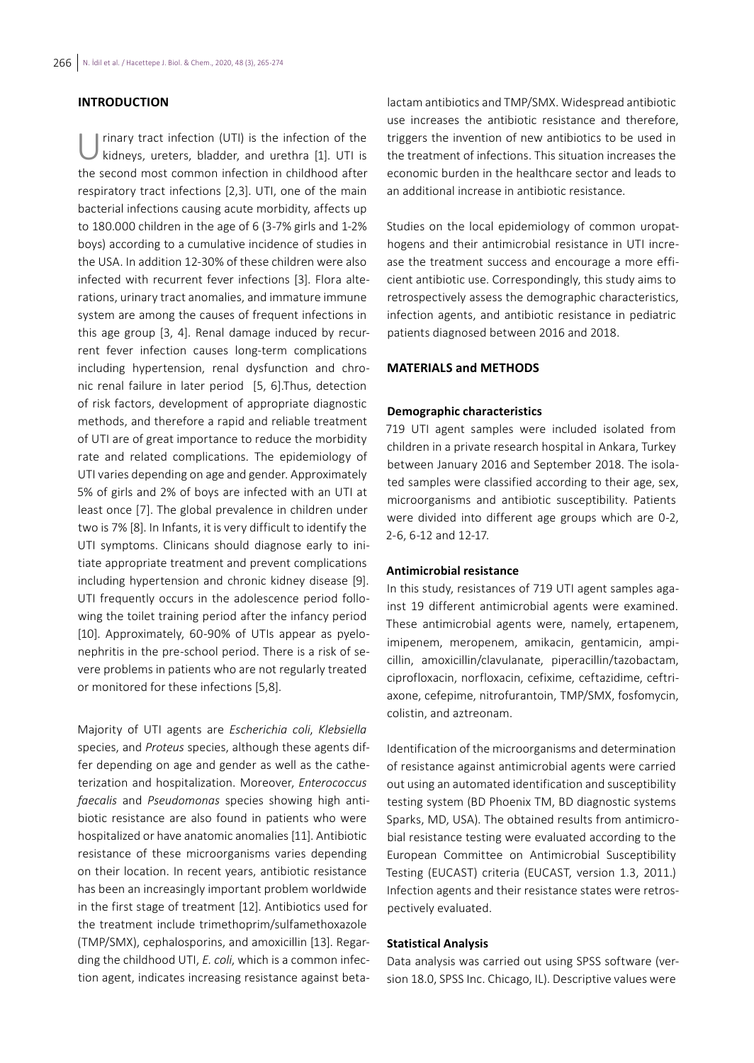## INTRODUCTION

Urinary tract infection (UTI) is the infection of the kidneys, ureters, bladder, and urethra [1]. UTI is the second most common infection in childhood after respiratory tract infections [2,3]. UTI, one of the main bacterial infections causing acute morbidity, affects up to 180.000 children in the age of 6 (3-7% girls and 1-2% boys) according to a cumulative incidence of studies in the USA. In addition 12-30% of these children were also infected with recurrent fever infections [3]. Flora alterations, urinary tract anomalies, and immature immune system are among the causes of frequent infections in this age group [3, 4]. Renal damage induced by recurrent fever infection causes long-term complications including hypertension, renal dysfunction and chronic renal failure in later period [5, 6].Thus, detection of risk factors, development of appropriate diagnostic methods, and therefore a rapid and reliable treatment of UTI are of great importance to reduce the morbidity rate and related complications. The epidemiology of UTI varies depending on age and gender. Approximately 5% of girls and 2% of boys are infected with an UTI at least once [7]. The global prevalence in children under two is 7% [8]. In Infants, it is very difficult to identify the UTI symptoms. Clinicans should diagnose early to initiate appropriate treatment and prevent complications including hypertension and chronic kidney disease [9]. UTI frequently occurs in the adolescence period following the toilet training period after the infancy period [10]. Approximately, 60-90% of UTIs appear as pyelonephritis in the pre-school period. There is a risk of severe problems in patients who are not regularly treated or monitored for these infections [5,8].

Majority of UTI agents are *Escherichia coli*, *Klebsiella* species, and *Proteus* species, although these agents differ depending on age and gender as well as the catheterization and hospitalization. Moreover, *Enterococcus faecalis* and *Pseudomonas* species showing high antibiotic resistance are also found in patients who were hospitalized or have anatomic anomalies [11]. Antibiotic resistance of these microorganisms varies depending on their location. In recent years, antibiotic resistance has been an increasingly important problem worldwide in the first stage of treatment [12]. Antibiotics used for the treatment include trimethoprim/sulfamethoxazole (TMP/SMX), cephalosporins, and amoxicillin [13]. Regarding the childhood UTI, *E. coli*, which is a common infection agent, indicates increasing resistance against beta-lactam antibiotics and TMP/SMX. Widespread antibiotic use increases the antibiotic resistance and therefore, triggers the invention of new antibiotics to be used in the treatment of infections. This situation increases the economic burden in the healthcare sector and leads to an additional increase in antibiotic resistance.

Studies on the local epidemiology of common uropathogens and their antimicrobial resistance in UTI increase the treatment success and encourage a more efficient antibiotic use. Correspondingly, this study aims to retrospectively assess the demographic characteristics, infection agents, and antibiotic resistance in pediatric patients diagnosed between 2016 and 2018.

## MATERIALS and METHODS

### Demographic characteristics

719 UTI agent samples were included isolated from children in a private research hospital in Ankara, Turkey between January 2016 and September 2018. The isolated samples were classified according to their age, sex, microorganisms and antibiotic susceptibility. Patients were divided into different age groups which are 0-2, 2-6, 6-12 and 12-17.

### Antimicrobial resistance

In this study, resistances of 719 UTI agent samples against 19 different antimicrobial agents were examined. These antimicrobial agents were, namely, ertapenem, imipenem, meropenem, amikacin, gentamicin, ampicillin, amoxicillin/clavulanate, piperacillin/tazobactam, ciprofloxacin, norfloxacin, cefixime, ceftazidime, ceftriaxone, cefepime, nitrofurantoin, TMP/SMX, fosfomycin, colistin, and aztreonam.

Identification of the microorganisms and determination of resistance against antimicrobial agents were carried out using an automated identification and susceptibility testing system (BD Phoenix TM, BD diagnostic systems Sparks, MD, USA). The obtained results from antimicrobial resistance testing were evaluated according to the European Committee on Antimicrobial Susceptibility Testing (EUCAST) criteria (EUCAST, version 1.3, 2011.) Infection agents and their resistance states were retrospectively evaluated.

### Statistical Analysis

Data analysis was carried out using SPSS software (version 18.0, SPSS Inc. Chicago, IL). Descriptive values were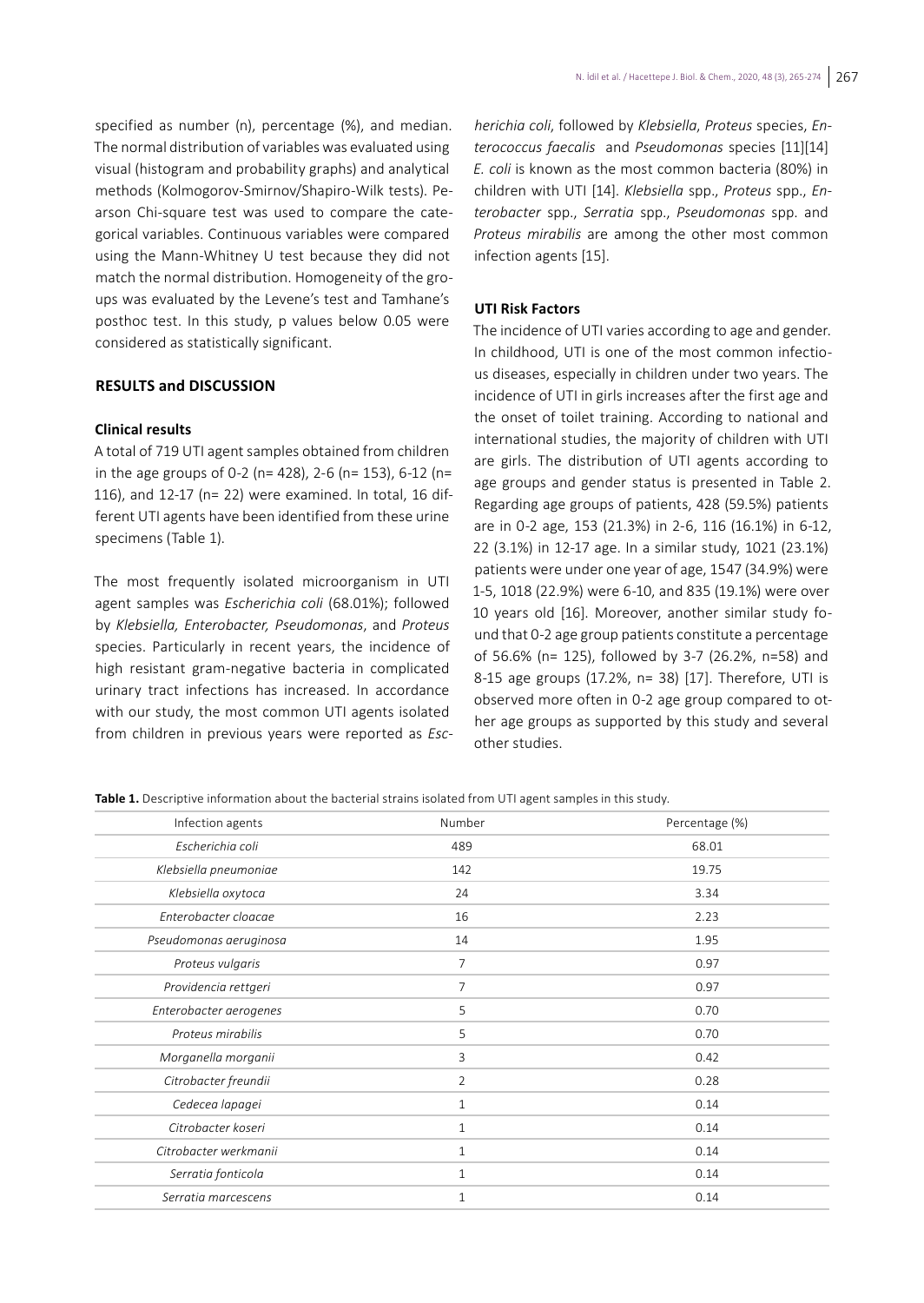specified as number (n), percentage (%), and median. The normal distribution of variables was evaluated using visual (histogram and probability graphs) and analytical methods (Kolmogorov-Smirnov/Shapiro-Wilk tests). Pearson Chi-square test was used to compare the categorical variables. Continuous variables were compared using the Mann-Whitney U test because they did not match the normal distribution. Homogeneity of the groups was evaluated by the Levene's test and Tamhane's posthoc test. In this study, p values below 0.05 were considered as statistically significant.

## RESULTS and DISCUSSION

### Clinical results

A total of 719 UTI agent samples obtained from children in the age groups of 0-2 (n= 428), 2-6 (n= 153), 6-12 (n= 116), and 12-17 (n= 22) were examined. In total, 16 different UTI agents have been identified from these urine specimens (Table 1).

The most frequently isolated microorganism in UTI agent samples was *Escherichia coli* (68.01%); followed by *Klebsiella, Enterobacter, Pseudomonas*, and *Proteus* species. Particularly in recent years, the incidence of high resistant gram-negative bacteria in complicated urinary tract infections has increased. In accordance with our study, the most common UTI agents isolated from children in previous years were reported as *Escherichia coli*, followed by *Klebsiella*, *Proteus* species, *Enterococcus faecalis* and *Pseudomonas* species [11][14] *E. coli* is known as the most common bacteria (80%) in children with UTI [14]. *Klebsiella* spp., *Proteus* spp., *Enterobacter* spp., *Serratia* spp., *Pseudomonas* spp. and *Proteus mirabilis* are among the other most common infection agents [15].

### UTI Risk Factors

The incidence of UTI varies according to age and gender. In childhood, UTI is one of the most common infectious diseases, especially in children under two years. The incidence of UTI in girls increases after the first age and the onset of toilet training. According to national and international studies, the majority of children with UTI are girls. The distribution of UTI agents according to age groups and gender status is presented in Table 2. Regarding age groups of patients, 428 (59.5%) patients are in 0-2 age, 153 (21.3%) in 2-6, 116 (16.1%) in 6-12, 22 (3.1%) in 12-17 age. In a similar study, 1021 (23.1%) patients were under one year of age, 1547 (34.9%) were 1-5, 1018 (22.9%) were 6-10, and 835 (19.1%) were over 10 years old [16]. Moreover, another similar study found that 0-2 age group patients constitute a percentage of 56.6% (n= 125), followed by 3-7 (26.2%, n=58) and 8-15 age groups (17.2%, n= 38) [17]. Therefore, UTI is observed more often in 0-2 age group compared to other age groups as supported by this study and several other studies.

**Table 1.** Descriptive information about the bacterial strains isolated from UTI agent samples in this study.

| Infection agents | Number | Percentage (%) |
|---|---|---|
| *Escherichia coli* | 489 | 68.01 |
| *Klebsiella pneumoniae* | 142 | 19.75 |
| *Klebsiella oxytoca* | 24 | 3.34 |
| *Enterobacter cloacae* | 16 | 2.23 |
| *Pseudomonas aeruginosa* | 14 | 1.95 |
| *Proteus vulgaris* | 7 | 0.97 |
| *Providencia rettgeri* | 7 | 0.97 |
| *Enterobacter aerogenes* | 5 | 0.70 |
| *Proteus mirabilis* | 5 | 0.70 |
| *Morganella morganii* | 3 | 0.42 |
| *Citrobacter freundii* | 2 | 0.28 |
| *Cedecea lapagei* | 1 | 0.14 |
| *Citrobacter koseri* | 1 | 0.14 |
| *Citrobacter werkmanii* | 1 | 0.14 |
| *Serratia fonticola* | 1 | 0.14 |
| *Serratia marcescens* | 1 | 0.14 |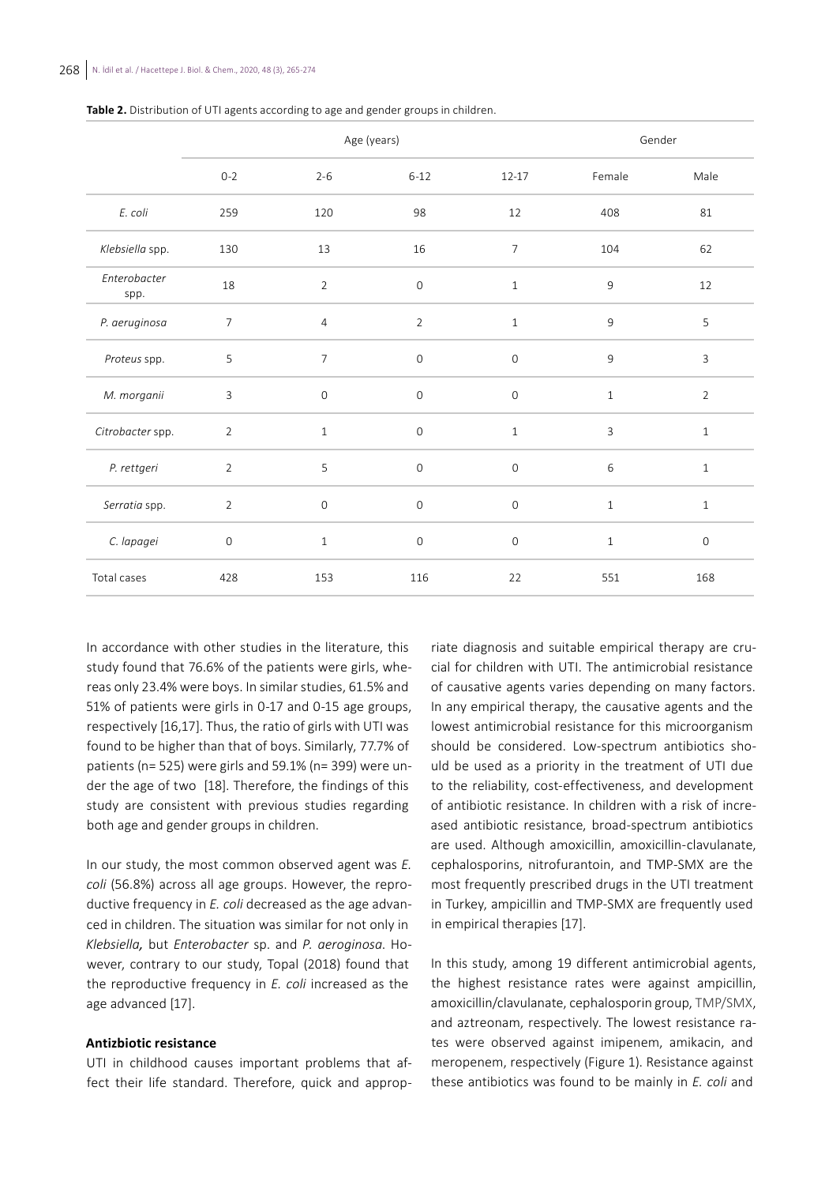**Table 2.** Distribution of UTI agents according to age and gender groups in children.

| | Age (years) | | | | Gender | |
|---|---|---|---|---|---|---|
| | 0-2 | 2-6 | 6-12 | 12-17 | Female | Male |
| *E. coli* | 259 | 120 | 98 | 12 | 408 | 81 |
| *Klebsiella* spp. | 130 | 13 | 16 | 7 | 104 | 62 |
| *Enterobacter* spp. | 18 | 2 | 0 | 1 | 9 | 12 |
| *P. aeruginosa* | 7 | 4 | 2 | 1 | 9 | 5 |
| *Proteus* spp. | 5 | 7 | 0 | 0 | 9 | 3 |
| *M. morganii* | 3 | 0 | 0 | 0 | 1 | 2 |
| *Citrobacter* spp. | 2 | 1 | 0 | 1 | 3 | 1 |
| *P. rettgeri* | 2 | 5 | 0 | 0 | 6 | 1 |
| *Serratia* spp. | 2 | 0 | 0 | 0 | 1 | 1 |
| *C. lapagei* | 0 | 1 | 0 | 0 | 1 | 0 |
| Total cases | 428 | 153 | 116 | 22 | 551 | 168 |

In accordance with other studies in the literature, this study found that 76.6% of the patients were girls, whereas only 23.4% were boys. In similar studies, 61.5% and 51% of patients were girls in 0-17 and 0-15 age groups, respectively [16,17]. Thus, the ratio of girls with UTI was found to be higher than that of boys. Similarly, 77.7% of patients (n= 525) were girls and 59.1% (n= 399) were under the age of two [18]. Therefore, the findings of this study are consistent with previous studies regarding both age and gender groups in children.

In our study, the most common observed agent was *E. coli* (56.8%) across all age groups. However, the reproductive frequency in *E. coli* decreased as the age advanced in children. The situation was similar for not only in *Klebsiella*, but *Enterobacter* sp. and *P. aeroginosa*. However, contrary to our study, Topal (2018) found that the reproductive frequency in *E. coli* increased as the age advanced [17].

### Antizbiotic resistance

UTI in childhood causes important problems that affect their life standard. Therefore, quick and appropriate diagnosis and suitable empirical therapy are crucial for children with UTI. The antimicrobial resistance of causative agents varies depending on many factors. In any empirical therapy, the causative agents and the lowest antimicrobial resistance for this microorganism should be considered. Low-spectrum antibiotics should be used as a priority in the treatment of UTI due to the reliability, cost-effectiveness, and development of antibiotic resistance. In children with a risk of increased antibiotic resistance, broad-spectrum antibiotics are used. Although amoxicillin, amoxicillin-clavulanate, cephalosporins, nitrofurantoin, and TMP-SMX are the most frequently prescribed drugs in the UTI treatment in Turkey, ampicillin and TMP-SMX are frequently used in empirical therapies [17].

In this study, among 19 different antimicrobial agents, the highest resistance rates were against ampicillin, amoxicillin/clavulanate, cephalosporin group, TMP/SMX, and aztreonam, respectively. The lowest resistance rates were observed against imipenem, amikacin, and meropenem, respectively (Figure 1). Resistance against these antibiotics was found to be mainly in *E. coli* and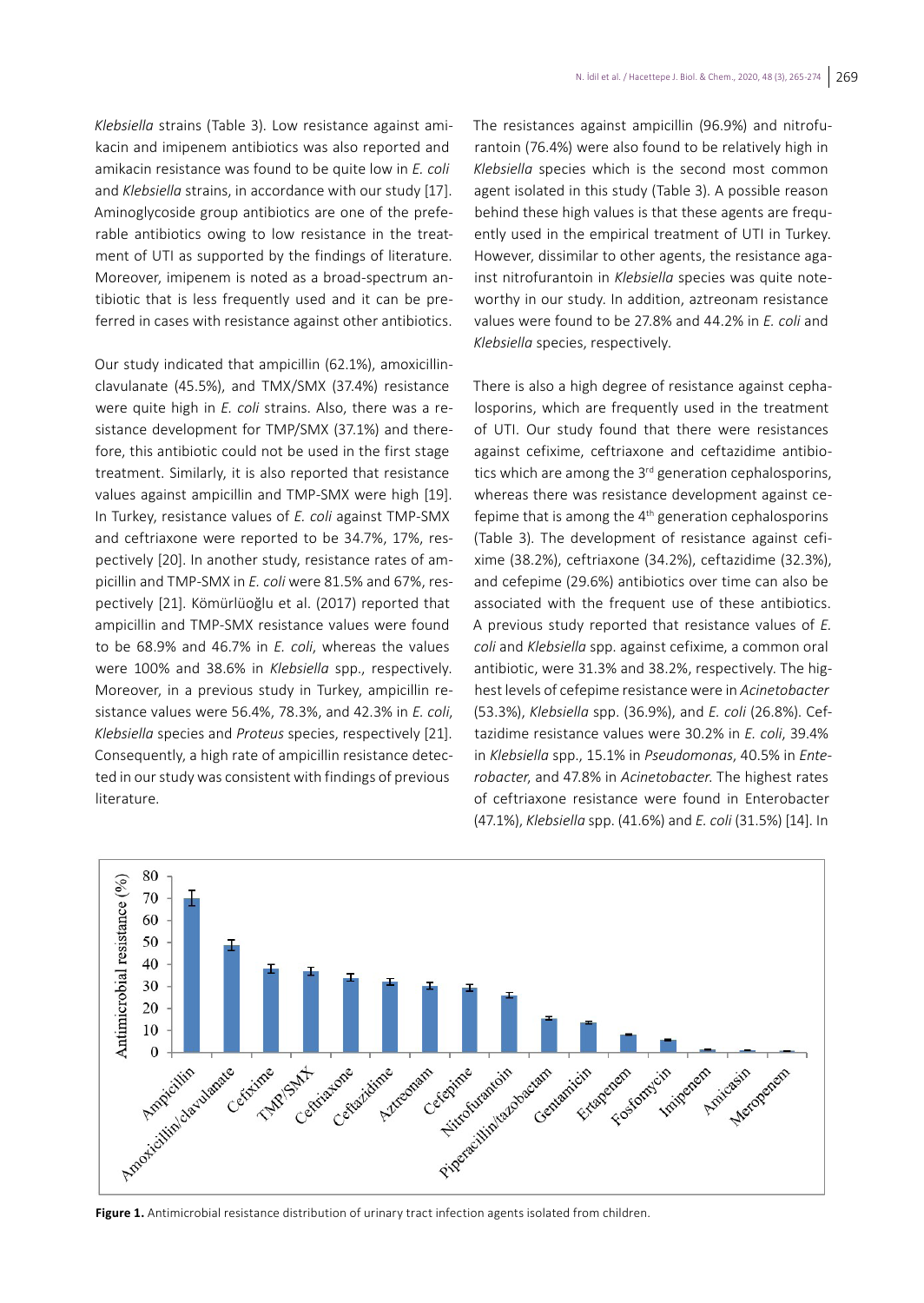*Klebsiella* strains (Table 3). Low resistance against amikacin and imipenem antibiotics was also reported and amikacin resistance was found to be quite low in *E. coli* and *Klebsiella* strains, in accordance with our study [17]. Aminoglycoside group antibiotics are one of the preferable antibiotics owing to low resistance in the treatment of UTI as supported by the findings of literature. Moreover, imipenem is noted as a broad-spectrum antibiotic that is less frequently used and it can be preferred in cases with resistance against other antibiotics.

Our study indicated that ampicillin (62.1%), amoxicillin-clavulanate (45.5%), and TMX/SMX (37.4%) resistance were quite high in *E. coli* strains. Also, there was a resistance development for TMP/SMX (37.1%) and therefore, this antibiotic could not be used in the first stage treatment. Similarly, it is also reported that resistance values against ampicillin and TMP-SMX were high [19]. In Turkey, resistance values of *E. coli* against TMP-SMX and ceftriaxone were reported to be 34.7%, 17%, respectively [20]. In another study, resistance rates of ampicillin and TMP-SMX in *E. coli* were 81.5% and 67%, respectively [21]. Kömürlüoğlu et al. (2017) reported that ampicillin and TMP-SMX resistance values were found to be 68.9% and 46.7% in *E. coli*, whereas the values were 100% and 38.6% in *Klebsiella* spp., respectively. Moreover, in a previous study in Turkey, ampicillin resistance values were 56.4%, 78.3%, and 42.3% in *E. coli*, *Klebsiella* species and *Proteus* species, respectively [21]. Consequently, a high rate of ampicillin resistance detected in our study was consistent with findings of previous literature.

The resistances against ampicillin (96.9%) and nitrofurantoin (76.4%) were also found to be relatively high in *Klebsiella* species which is the second most common agent isolated in this study (Table 3). A possible reason behind these high values is that these agents are frequently used in the empirical treatment of UTI in Turkey. However, dissimilar to other agents, the resistance against nitrofurantoin in *Klebsiella* species was quite noteworthy in our study. In addition, aztreonam resistance values were found to be 27.8% and 44.2% in *E. coli* and *Klebsiella* species, respectively.

There is also a high degree of resistance against cephalosporins, which are frequently used in the treatment of UTI. Our study found that there were resistances against cefixime, ceftriaxone and ceftazidime antibiotics which are among the 3rd generation cephalosporins, whereas there was resistance development against cefepime that is among the 4th generation cephalosporins (Table 3). The development of resistance against cefixime (38.2%), ceftriaxone (34.2%), ceftazidime (32.3%), and cefepime (29.6%) antibiotics over time can also be associated with the frequent use of these antibiotics. A previous study reported that resistance values of *E. coli* and *Klebsiella* spp. against cefixime, a common oral antibiotic, were 31.3% and 38.2%, respectively. The highest levels of cefepime resistance were in *Acinetobacter* (53.3%), *Klebsiella* spp. (36.9%), and *E. coli* (26.8%). Ceftazidime resistance values were 30.2% in *E. coli*, 39.4% in *Klebsiella* spp., 15.1% in *Pseudomonas*, 40.5% in *Enterobacter*, and 47.8% in *Acinetobacter*. The highest rates of ceftriaxone resistance were found in Enterobacter (47.1%), *Klebsiella* spp. (41.6%) and *E. coli* (31.5%) [14]. In

**Figure 1.** Antimicrobial resistance distribution of urinary tract infection agents isolated from children.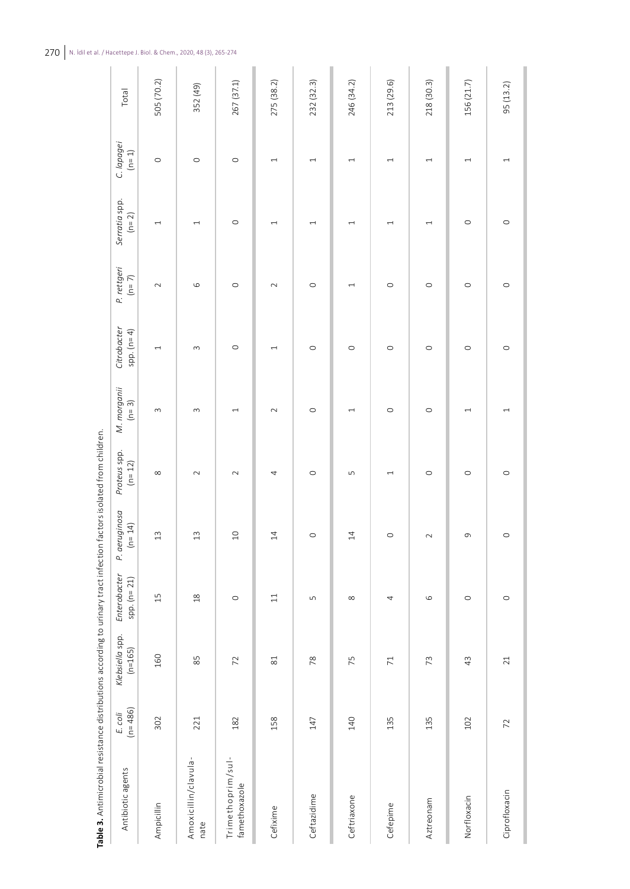**Table 3.** Antimicrobial resistance distributions according to urinary tract infection factors isolated from children.

| Antibiotic agents | *E. coli* (n= 486) | *Klebsiella* spp. (n=165) | *Enterobacter* spp. (n= 21) | *P. aeruginosa* (n= 14) | *Proteus* spp. (n= 12) | *M. morganii* (n= 3) | *Citrobacter* spp. (n= 4) | *P. rettgeri* (n= 7) | *Serratia* spp. (n= 2) | *C. lapagei* (n= 1) | Total |
|---|---|---|---|---|---|---|---|---|---|---|---|
| Ampicillin | 302 | 160 | 15 | 13 | 8 | 3 | 1 | 2 | 1 | 0 | 505 (70.2) |
| Amoxicillin/clavula-nate | 221 | 85 | 18 | 13 | 2 | 3 | 3 | 6 | 1 | 0 | 352 (49) |
| Trimethoprim/sul-famethoxazole | 182 | 72 | 0 | 10 | 2 | 1 | 0 | 0 | 0 | 0 | 267 (37.1) |
| Cefixime | 158 | 81 | 11 | 14 | 4 | 2 | 1 | 2 | 1 | 1 | 275 (38.2) |
| Ceftazidime | 147 | 78 | 5 | 0 | 0 | 0 | 0 | 0 | 1 | 1 | 232 (32.3) |
| Ceftriaxone | 140 | 75 | 8 | 14 | 5 | 1 | 0 | 1 | 1 | 1 | 246 (34.2) |
| Cefepime | 135 | 71 | 4 | 0 | 1 | 0 | 0 | 0 | 1 | 1 | 213 (29.6) |
| Aztreonam | 135 | 73 | 6 | 2 | 0 | 0 | 0 | 0 | 1 | 1 | 218 (30.3) |
| Norfloxacin | 102 | 43 | 0 | 9 | 0 | 1 | 0 | 0 | 0 | 1 | 156 (21.7) |
| Ciprofloxacin | 72 | 21 | 0 | 0 | 0 | 1 | 0 | 0 | 0 | 1 | 95 (13.2) |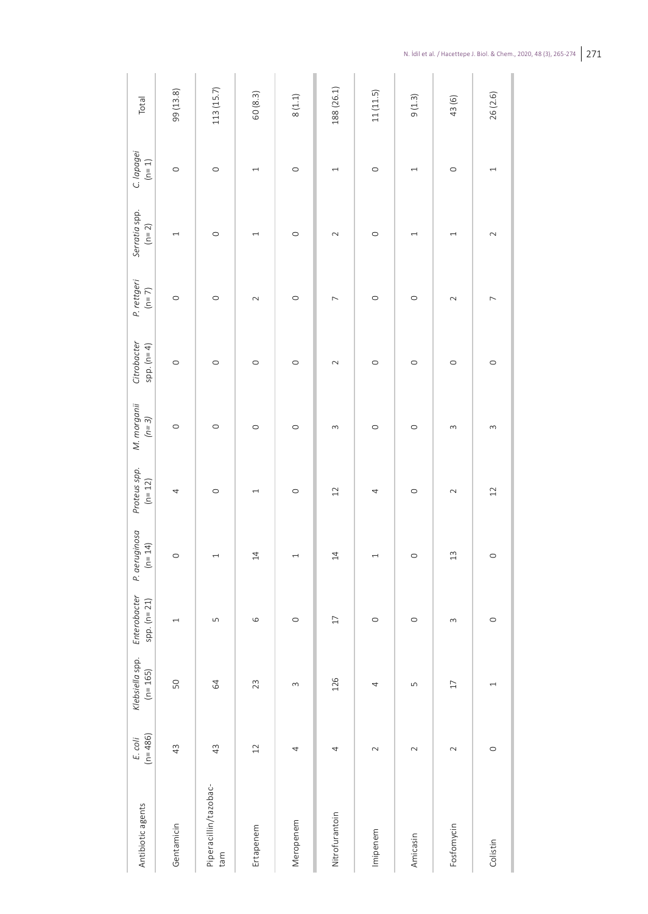| Antibiotic agents | *E. coli* (n= 486) | *Klebsiella* spp. (n= 165) | *Enterobacter* spp. (n= 21) | *P. aeruginosa* (n= 14) | *Proteus spp.* (n= 12) | *M. morganii* (n= 3) | *Citrobacter* spp. (n= 4) | *P. rettgeri* (n= 7) | *Serratia* spp. (n= 2) | *C. lapagei* (n= 1) | Total |
|---|---|---|---|---|---|---|---|---|---|---|---|
| Gentamicin | 43 | 50 | 1 | 0 | 4 | 0 | 0 | 0 | 1 | 0 | 99 (13.8) |
| Piperacillin/tazobactam | 43 | 64 | 5 | 1 | 0 | 0 | 0 | 0 | 0 | 0 | 113 (15.7) |
| Ertapenem | 12 | 23 | 6 | 14 | 1 | 0 | 0 | 2 | 1 | 1 | 60 (8.3) |
| Meropenem | 4 | 3 | 0 | 1 | 0 | 0 | 0 | 0 | 0 | 0 | 8 (1.1) |
| Nitrofurantoin | 4 | 126 | 17 | 14 | 12 | 3 | 2 | 7 | 2 | 1 | 188 (26.1) |
| Imipenem | 2 | 4 | 0 | 1 | 4 | 0 | 0 | 0 | 0 | 0 | 11 (11.5) |
| Amicasin | 2 | 5 | 0 | 0 | 0 | 0 | 0 | 0 | 1 | 1 | 9 (1.3) |
| Fosfomycin | 2 | 17 | 3 | 13 | 2 | 3 | 0 | 2 | 1 | 0 | 43 (6) |
| Colistin | 0 | 1 | 0 | 0 | 12 | 3 | 0 | 7 | 2 | 1 | 26 (2.6) |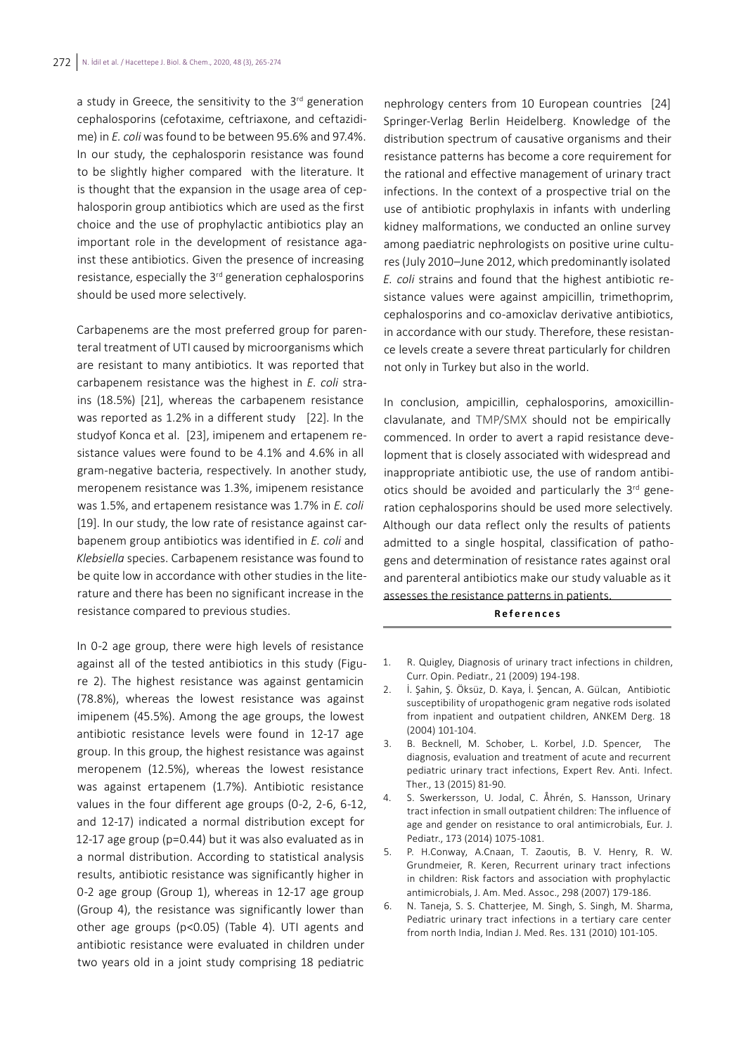a study in Greece, the sensitivity to the 3rd generation cephalosporins (cefotaxime, ceftriaxone, and ceftazidime) in *E. coli* was found to be between 95.6% and 97.4%. In our study, the cephalosporin resistance was found to be slightly higher compared with the literature. It is thought that the expansion in the usage area of cephalosporin group antibiotics which are used as the first choice and the use of prophylactic antibiotics play an important role in the development of resistance against these antibiotics. Given the presence of increasing resistance, especially the 3rd generation cephalosporins should be used more selectively.

Carbapenems are the most preferred group for parenteral treatment of UTI caused by microorganisms which are resistant to many antibiotics. It was reported that carbapenem resistance was the highest in *E. coli* strains (18.5%) [21], whereas the carbapenem resistance was reported as 1.2% in a different study [22]. In the studyof Konca et al. [23], imipenem and ertapenem resistance values were found to be 4.1% and 4.6% in all gram-negative bacteria, respectively. In another study, meropenem resistance was 1.3%, imipenem resistance was 1.5%, and ertapenem resistance was 1.7% in *E. coli* [19]. In our study, the low rate of resistance against carbapenem group antibiotics was identified in *E. coli* and *Klebsiella* species. Carbapenem resistance was found to be quite low in accordance with other studies in the literature and there has been no significant increase in the resistance compared to previous studies.

In 0-2 age group, there were high levels of resistance against all of the tested antibiotics in this study (Figure 2). The highest resistance was against gentamicin (78.8%), whereas the lowest resistance was against imipenem (45.5%). Among the age groups, the lowest antibiotic resistance levels were found in 12-17 age group. In this group, the highest resistance was against meropenem (12.5%), whereas the lowest resistance was against ertapenem (1.7%). Antibiotic resistance values in the four different age groups (0-2, 2-6, 6-12, and 12-17) indicated a normal distribution except for 12-17 age group ($p=0.44$) but it was also evaluated as in a normal distribution. According to statistical analysis results, antibiotic resistance was significantly higher in 0-2 age group (Group 1), whereas in 12-17 age group (Group 4), the resistance was significantly lower than other age groups ($p<0.05$) (Table 4). UTI agents and antibiotic resistance were evaluated in children under two years old in a joint study comprising 18 pediatric nephrology centers from 10 European countries [24] Springer-Verlag Berlin Heidelberg. Knowledge of the distribution spectrum of causative organisms and their resistance patterns has become a core requirement for the rational and effective management of urinary tract infections. In the context of a prospective trial on the use of antibiotic prophylaxis in infants with underling kidney malformations, we conducted an online survey among paediatric nephrologists on positive urine cultures (July 2010–June 2012, which predominantly isolated *E. coli* strains and found that the highest antibiotic resistance values were against ampicillin, trimethoprim, cephalosporins and co-amoxiclav derivative antibiotics, in accordance with our study. Therefore, these resistance levels create a severe threat particularly for children not only in Turkey but also in the world.

In conclusion, ampicillin, cephalosporins, amoxicillin-clavulanate, and TMP/SMX should not be empirically commenced. In order to avert a rapid resistance development that is closely associated with widespread and inappropriate antibiotic use, the use of random antibiotics should be avoided and particularly the 3rd generation cephalosporins should be used more selectively. Although our data reflect only the results of patients admitted to a single hospital, classification of pathogens and determination of resistance rates against oral and parenteral antibiotics make our study valuable as it assesses the resistance patterns in patients.

## References

1. R. Quigley, Diagnosis of urinary tract infections in children, Curr. Opin. Pediatr., 21 (2009) 194-198.
2. İ. Şahin, Ş. Öksüz, D. Kaya, İ. Şencan, A. Gülcan, Antibiotic susceptibility of uropathogenic gram negative rods isolated from inpatient and outpatient children, ANKEM Derg. 18 (2004) 101-104.
3. B. Becknell, M. Schober, L. Korbel, J.D. Spencer, The diagnosis, evaluation and treatment of acute and recurrent pediatric urinary tract infections, Expert Rev. Anti. Infect. Ther., 13 (2015) 81-90.
4. S. Swerkersson, U. Jodal, C. Åhrén, S. Hansson, Urinary tract infection in small outpatient children: The influence of age and gender on resistance to oral antimicrobials, Eur. J. Pediatr., 173 (2014) 1075-1081.
5. P. H.Conway, A.Cnaan, T. Zaoutis, B. V. Henry, R. W. Grundmeier, R. Keren, Recurrent urinary tract infections in children: Risk factors and association with prophylactic antimicrobials, J. Am. Med. Assoc., 298 (2007) 179-186.
6. N. Taneja, S. S. Chatterjee, M. Singh, S. Singh, M. Sharma, Pediatric urinary tract infections in a tertiary care center from north India, Indian J. Med. Res. 131 (2010) 101-105.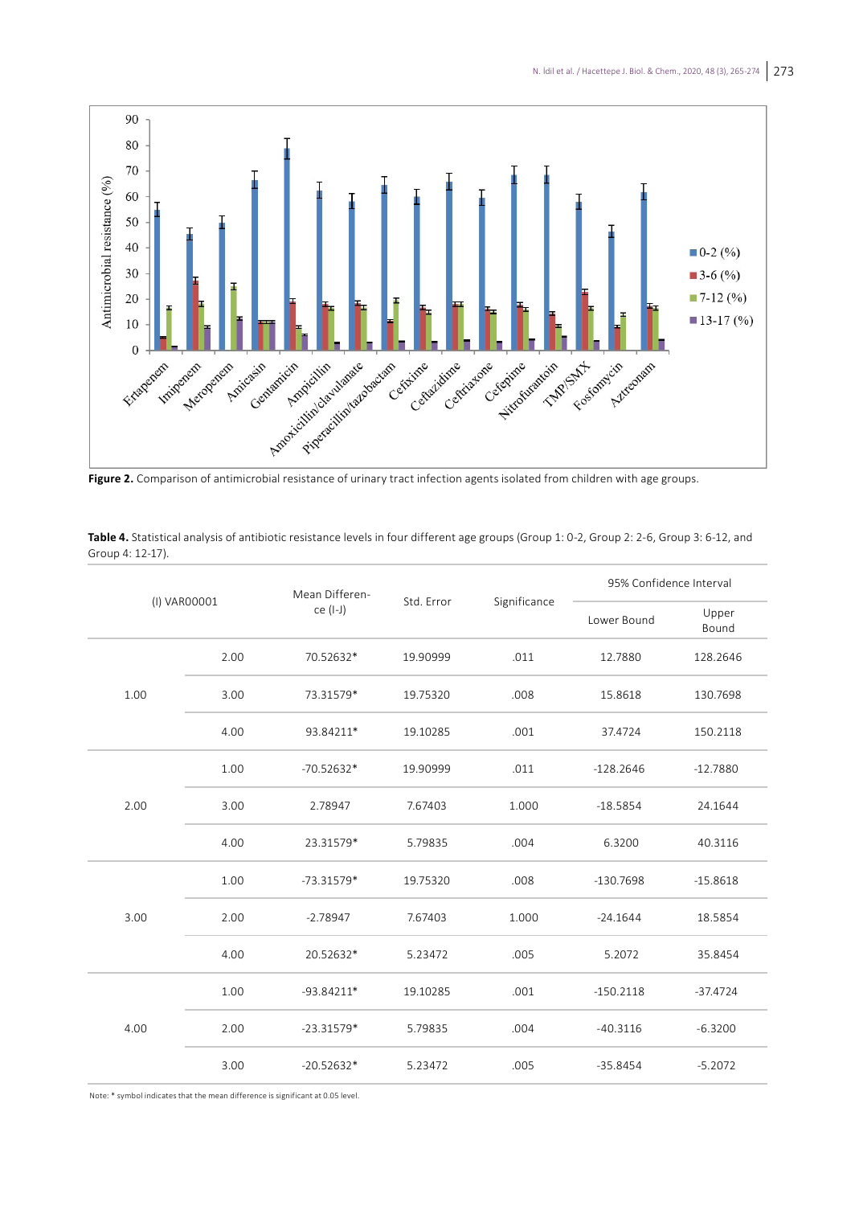**Figure 2.** Comparison of antimicrobial resistance of urinary tract infection agents isolated from children with age groups.

**Table 4.** Statistical analysis of antibiotic resistance levels in four different age groups (Group 1: 0-2, Group 2: 2-6, Group 3: 6-12, and Group 4: 12-17).

| (I) VAR00001 | | Mean Difference (I-J) | Std. Error | Significance | 95% Confidence Interval | |
|---|---|---|---|---|---|---|
| | | | | | Lower Bound | Upper Bound |
| 1.00 | 2.00 | 70.52632* | 19.90999 | .011 | 12.7880 | 128.2646 |
| | 3.00 | 73.31579* | 19.75320 | .008 | 15.8618 | 130.7698 |
| | 4.00 | 93.84211* | 19.10285 | .001 | 37.4724 | 150.2118 |
| 2.00 | 1.00 | -70.52632* | 19.90999 | .011 | -128.2646 | -12.7880 |
| | 3.00 | 2.78947 | 7.67403 | 1.000 | -18.5854 | 24.1644 |
| | 4.00 | 23.31579* | 5.79835 | .004 | 6.3200 | 40.3116 |
| 3.00 | 1.00 | -73.31579* | 19.75320 | .008 | -130.7698 | -15.8618 |
| | 2.00 | -2.78947 | 7.67403 | 1.000 | -24.1644 | 18.5854 |
| | 4.00 | 20.52632* | 5.23472 | .005 | 5.2072 | 35.8454 |
| 4.00 | 1.00 | -93.84211* | 19.10285 | .001 | -150.2118 | -37.4724 |
| | 2.00 | -23.31579* | 5.79835 | .004 | -40.3116 | -6.3200 |
| | 3.00 | -20.52632* | 5.23472 | .005 | -35.8454 | -5.2072 |

Note: * symbol indicates that the mean difference is significant at 0.05 level.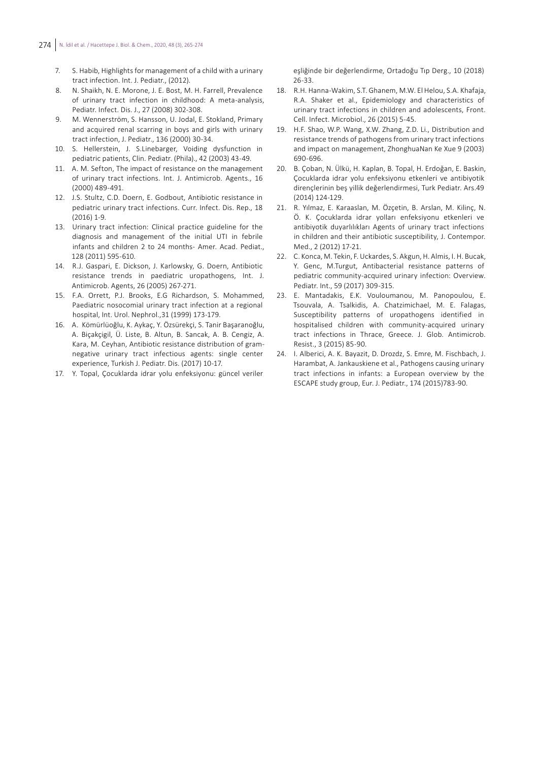7. S. Habib, Highlights for management of a child with a urinary tract infection. Int. J. Pediatr., (2012).
8. N. Shaikh, N. E. Morone, J. E. Bost, M. H. Farrell, Prevalence of urinary tract infection in childhood: A meta-analysis, Pediatr. Infect. Dis. J., 27 (2008) 302-308.
9. M. Wennerström, S. Hansson, U. Jodal, E. Stokland, Primary and acquired renal scarring in boys and girls with urinary tract infection, J. Pediatr., 136 (2000) 30-34.
10. S. Hellerstein, J. S.Linebarger, Voiding dysfunction in pediatric patients, Clin. Pediatr. (Phila)., 42 (2003) 43-49.
11. A. M. Sefton, The impact of resistance on the management of urinary tract infections. Int. J. Antimicrob. Agents., 16 (2000) 489-491.
12. J.S. Stultz, C.D. Doern, E. Godbout, Antibiotic resistance in pediatric urinary tract infections. Curr. Infect. Dis. Rep., 18 (2016) 1-9.
13. Urinary tract infection: Clinical practice guideline for the diagnosis and management of the initial UTI in febrile infants and children 2 to 24 months- Amer. Acad. Pediat., 128 (2011) 595-610.
14. R.J. Gaspari, E. Dickson, J. Karlowsky, G. Doern, Antibiotic resistance trends in paediatric uropathogens, Int. J. Antimicrob. Agents, 26 (2005) 267-271.
15. F.A. Orrett, P.J. Brooks, E.G Richardson, S. Mohammed, Paediatric nosocomial urinary tract infection at a regional hospital, Int. Urol. Nephrol.,31 (1999) 173-179.
16. A. Kömürlüoğlu, K. Aykaç, Y. Özsürekçi, S. Tanir Başaranoğlu, A. Biçakçigil, Ü. Liste, B. Altun, B. Sancak, A. B. Cengiz, A. Kara, M. Ceyhan, Antibiotic resistance distribution of gram-negative urinary tract infectious agents: single center experience, Turkish J. Pediatr. Dis. (2017) 10-17.
17. Y. Topal, Çocuklarda idrar yolu enfeksiyonu: güncel veriler eşliğinde bir değerlendirme, Ortadoğu Tıp Derg., 10 (2018) 26-33.
18. R.H. Hanna-Wakim, S.T. Ghanem, M.W. El Helou, S.A. Khafaja, R.A. Shaker et al., Epidemiology and characteristics of urinary tract infections in children and adolescents, Front. Cell. Infect. Microbiol., 26 (2015) 5-45.
19. H.F. Shao, W.P. Wang, X.W. Zhang, Z.D. Li., Distribution and resistance trends of pathogens from urinary tract infections and impact on management, ZhonghuaNan Ke Xue 9 (2003) 690-696.
20. B. Çoban, N. Ülkü, H. Kaplan, B. Topal, H. Erdoğan, E. Baskin, Çocuklarda idrar yolu enfeksiyonu etkenleri ve antibiyotik dirençlerinin beş yillik değerlendirmesi, Turk Pediatr. Ars.49 (2014) 124-129.
21. R. Yılmaz, E. Karaaslan, M. Özçetin, B. Arslan, M. Kilinç, N. Ö. K. Çocuklarda idrar yolları enfeksiyonu etkenleri ve antibiyotik duyarlılıkları Agents of urinary tract infections in children and their antibiotic susceptibility, J. Contempor. Med., 2 (2012) 17-21.
22. C. Konca, M. Tekin, F. Uckardes, S. Akgun, H. Almis, I. H. Bucak, Y. Genc, M.Turgut, Antibacterial resistance patterns of pediatric community-acquired urinary infection: Overview. Pediatr. Int., 59 (2017) 309-315.
23. E. Mantadakis, E.K. Vouloumanou, M. Panopoulou, E. Tsouvala, A. Tsalkidis, A. Chatzimichael, M. E. Falagas, Susceptibility patterns of uropathogens identified in hospitalised children with community-acquired urinary tract infections in Thrace, Greece. J. Glob. Antimicrob. Resist., 3 (2015) 85-90.
24. I. Alberici, A. K. Bayazit, D. Drozdz, S. Emre, M. Fischbach, J. Harambat, A. Jankauskiene et al., Pathogens causing urinary tract infections in infants: a European overview by the ESCAPE study group, Eur. J. Pediatr., 174 (2015)783-90.